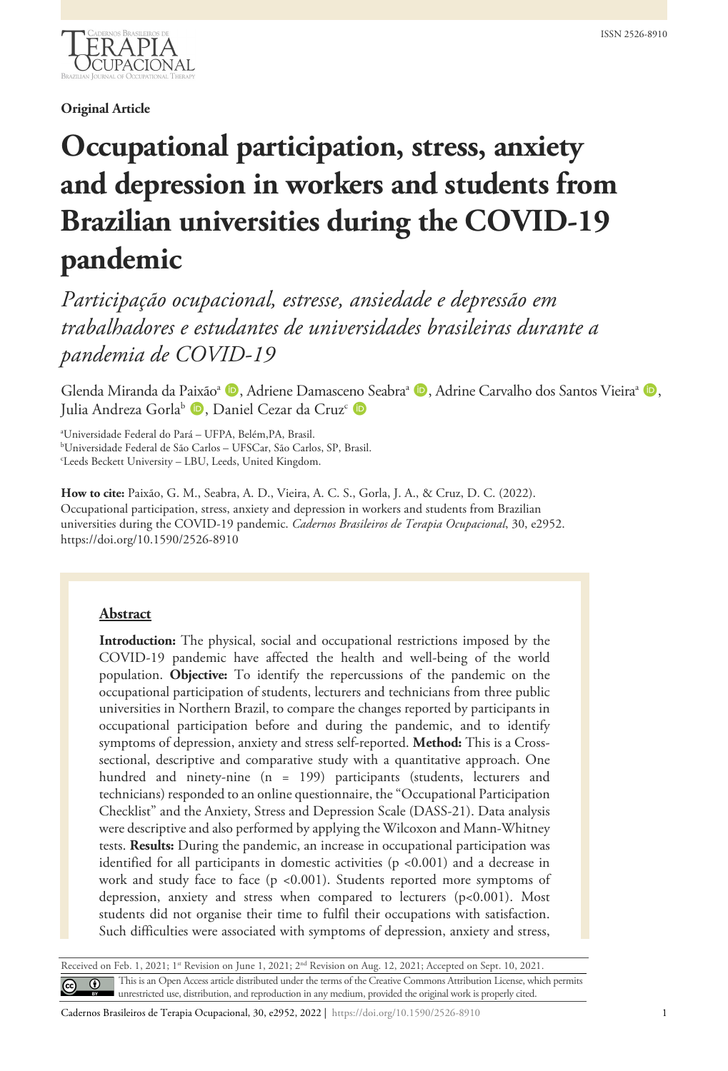Original Article

# Occupational participation, stress, anxiety and depression in workers and students from Brazilian universities during the COVID-19 pandemic

*Participação ocupacional, estresse, ansiedade e depressão em trabalhadores e estudantes de universidades brasileiras durante a pandemia de COVID-19*

Glenda Miranda da Paixão[a], Adriene Damasceno Seabra[a], Adrine Carvalho dos Santos Vieira[a], Julia Andreza Gorla[b], Daniel Cezar da Cruz[c]

[a]Universidade Federal do Pará – UFPA, Belém,PA, Brasil.
[b]Universidade Federal de São Carlos – UFSCar, São Carlos, SP, Brasil.
[c]Leeds Beckett University – LBU, Leeds, United Kingdom.

**How to cite:** Paixão, G. M., Seabra, A. D., Vieira, A. C. S., Gorla, J. A., & Cruz, D. C. (2022). Occupational participation, stress, anxiety and depression in workers and students from Brazilian universities during the COVID-19 pandemic. *Cadernos Brasileiros de Terapia Ocupacional*, 30, e2952. https://doi.org/10.1590/2526-8910

## Abstract

**Introduction:** The physical, social and occupational restrictions imposed by the COVID-19 pandemic have affected the health and well-being of the world population. **Objective:** To identify the repercussions of the pandemic on the occupational participation of students, lecturers and technicians from three public universities in Northern Brazil, to compare the changes reported by participants in occupational participation before and during the pandemic, and to identify symptoms of depression, anxiety and stress self-reported. **Method:** This is a Cross-sectional, descriptive and comparative study with a quantitative approach. One hundred and ninety-nine (n = 199) participants (students, lecturers and technicians) responded to an online questionnaire, the "Occupational Participation Checklist" and the Anxiety, Stress and Depression Scale (DASS-21). Data analysis were descriptive and also performed by applying the Wilcoxon and Mann-Whitney tests. **Results:** During the pandemic, an increase in occupational participation was identified for all participants in domestic activities ($p < 0.001$) and a decrease in work and study face to face ($p < 0.001$). Students reported more symptoms of depression, anxiety and stress when compared to lecturers ($p < 0.001$). Most students did not organise their time to fulfil their occupations with satisfaction. Such difficulties were associated with symptoms of depression, anxiety and stress,

Received on Feb. 1, 2021; 1st Revision on June 1, 2021; 2nd Revision on Aug. 12, 2021; Accepted on Sept. 10, 2021.

This is an Open Access article distributed under the terms of the Creative Commons Attribution License, which permits unrestricted use, distribution, and reproduction in any medium, provided the original work is properly cited.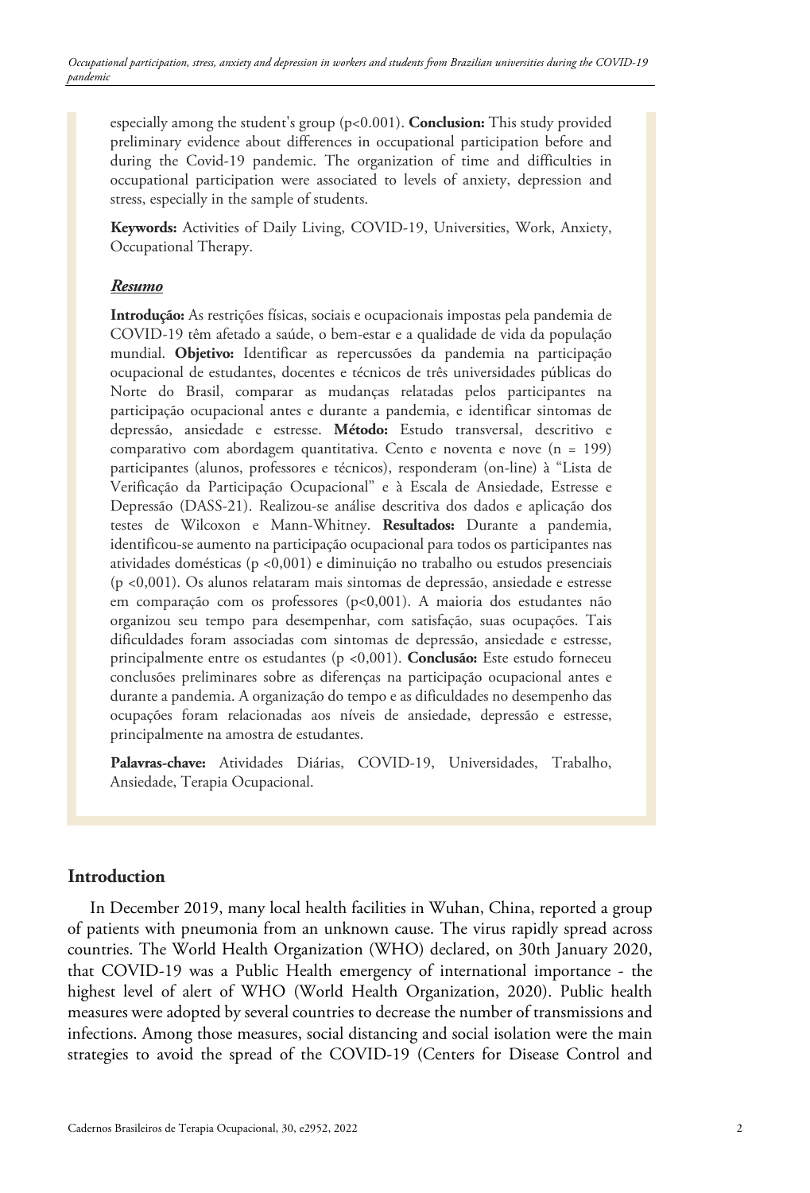especially among the student's group (p<0.001). **Conclusion:** This study provided preliminary evidence about differences in occupational participation before and during the Covid-19 pandemic. The organization of time and difficulties in occupational participation were associated to levels of anxiety, depression and stress, especially in the sample of students.

**Keywords:** Activities of Daily Living, COVID-19, Universities, Work, Anxiety, Occupational Therapy.

## ***Resumo***

**Introdução:** As restrições físicas, sociais e ocupacionais impostas pela pandemia de COVID-19 têm afetado a saúde, o bem-estar e a qualidade de vida da população mundial. **Objetivo:** Identificar as repercussões da pandemia na participação ocupacional de estudantes, docentes e técnicos de três universidades públicas do Norte do Brasil, comparar as mudanças relatadas pelos participantes na participação ocupacional antes e durante a pandemia, e identificar sintomas de depressão, ansiedade e estresse. **Método:** Estudo transversal, descritivo e comparativo com abordagem quantitativa. Cento e noventa e nove (n = 199) participantes (alunos, professores e técnicos), responderam (on-line) à "Lista de Verificação da Participação Ocupacional" e à Escala de Ansiedade, Estresse e Depressão (DASS-21). Realizou-se análise descritiva dos dados e aplicação dos testes de Wilcoxon e Mann-Whitney. **Resultados:** Durante a pandemia, identificou-se aumento na participação ocupacional para todos os participantes nas atividades domésticas (p <0,001) e diminuição no trabalho ou estudos presenciais (p <0,001). Os alunos relataram mais sintomas de depressão, ansiedade e estresse em comparação com os professores (p<0,001). A maioria dos estudantes não organizou seu tempo para desempenhar, com satisfação, suas ocupações. Tais dificuldades foram associadas com sintomas de depressão, ansiedade e estresse, principalmente entre os estudantes (p <0,001). **Conclusão:** Este estudo forneceu conclusões preliminares sobre as diferenças na participação ocupacional antes e durante a pandemia. A organização do tempo e as dificuldades no desempenho das ocupações foram relacionadas aos níveis de ansiedade, depressão e estresse, principalmente na amostra de estudantes.

**Palavras-chave:** Atividades Diárias, COVID-19, Universidades, Trabalho, Ansiedade, Terapia Ocupacional.

## Introduction

In December 2019, many local health facilities in Wuhan, China, reported a group of patients with pneumonia from an unknown cause. The virus rapidly spread across countries. The World Health Organization (WHO) declared, on 30th January 2020, that COVID-19 was a Public Health emergency of international importance - the highest level of alert of WHO (World Health Organization, 2020). Public health measures were adopted by several countries to decrease the number of transmissions and infections. Among those measures, social distancing and social isolation were the main strategies to avoid the spread of the COVID-19 (Centers for Disease Control and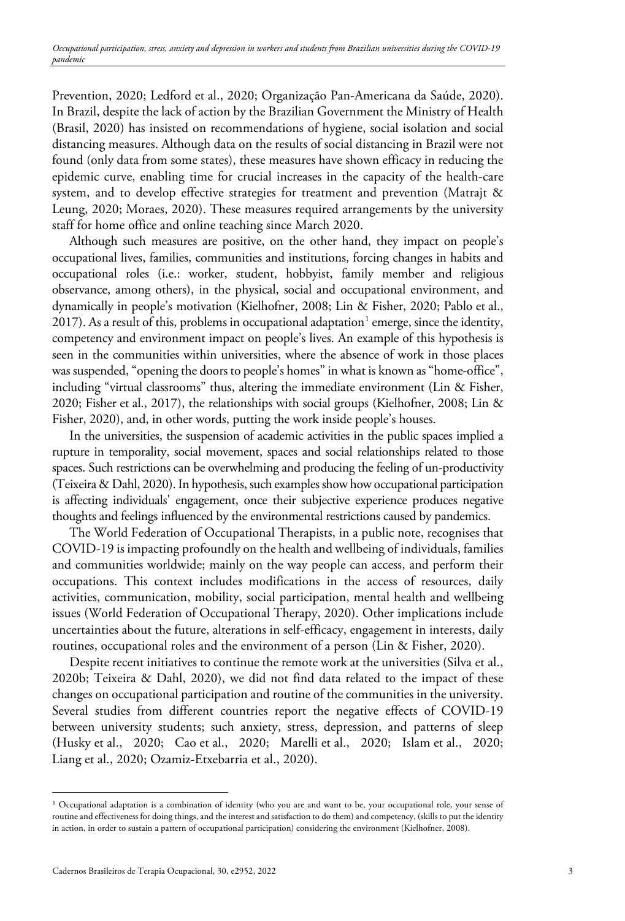Prevention, 2020; Ledford et al., 2020; Organização Pan-Americana da Saúde, 2020). In Brazil, despite the lack of action by the Brazilian Government the Ministry of Health (Brasil, 2020) has insisted on recommendations of hygiene, social isolation and social distancing measures. Although data on the results of social distancing in Brazil were not found (only data from some states), these measures have shown efficacy in reducing the epidemic curve, enabling time for crucial increases in the capacity of the health-care system, and to develop effective strategies for treatment and prevention (Matrajt & Leung, 2020; Moraes, 2020). These measures required arrangements by the university staff for home office and online teaching since March 2020.

Although such measures are positive, on the other hand, they impact on people's occupational lives, families, communities and institutions, forcing changes in habits and occupational roles (i.e.: worker, student, hobbyist, family member and religious observance, among others), in the physical, social and occupational environment, and dynamically in people's motivation (Kielhofner, 2008; Lin & Fisher, 2020; Pablo et al., 2017). As a result of this, problems in occupational adaptation[1] emerge, since the identity, competency and environment impact on people's lives. An example of this hypothesis is seen in the communities within universities, where the absence of work in those places was suspended, "opening the doors to people's homes" in what is known as "home-office", including "virtual classrooms" thus, altering the immediate environment (Lin & Fisher, 2020; Fisher et al., 2017), the relationships with social groups (Kielhofner, 2008; Lin & Fisher, 2020), and, in other words, putting the work inside people's houses.

In the universities, the suspension of academic activities in the public spaces implied a rupture in temporality, social movement, spaces and social relationships related to those spaces. Such restrictions can be overwhelming and producing the feeling of un-productivity (Teixeira & Dahl, 2020). In hypothesis, such examples show how occupational participation is affecting individuals' engagement, once their subjective experience produces negative thoughts and feelings influenced by the environmental restrictions caused by pandemics.

The World Federation of Occupational Therapists, in a public note, recognises that COVID-19 is impacting profoundly on the health and wellbeing of individuals, families and communities worldwide; mainly on the way people can access, and perform their occupations. This context includes modifications in the access of resources, daily activities, communication, mobility, social participation, mental health and wellbeing issues (World Federation of Occupational Therapy, 2020). Other implications include uncertainties about the future, alterations in self-efficacy, engagement in interests, daily routines, occupational roles and the environment of a person (Lin & Fisher, 2020).

Despite recent initiatives to continue the remote work at the universities (Silva et al., 2020b; Teixeira & Dahl, 2020), we did not find data related to the impact of these changes on occupational participation and routine of the communities in the university. Several studies from different countries report the negative effects of COVID-19 between university students; such anxiety, stress, depression, and patterns of sleep (Husky et al., 2020; Cao et al., 2020; Marelli et al., 2020; Islam et al., 2020; Liang et al., 2020; Ozamiz-Etxebarria et al., 2020).

[1] Occupational adaptation is a combination of identity (who you are and want to be, your occupational role, your sense of routine and effectiveness for doing things, and the interest and satisfaction to do them) and competency, (skills to put the identity in action, in order to sustain a pattern of occupational participation) considering the environment (Kielhofner, 2008).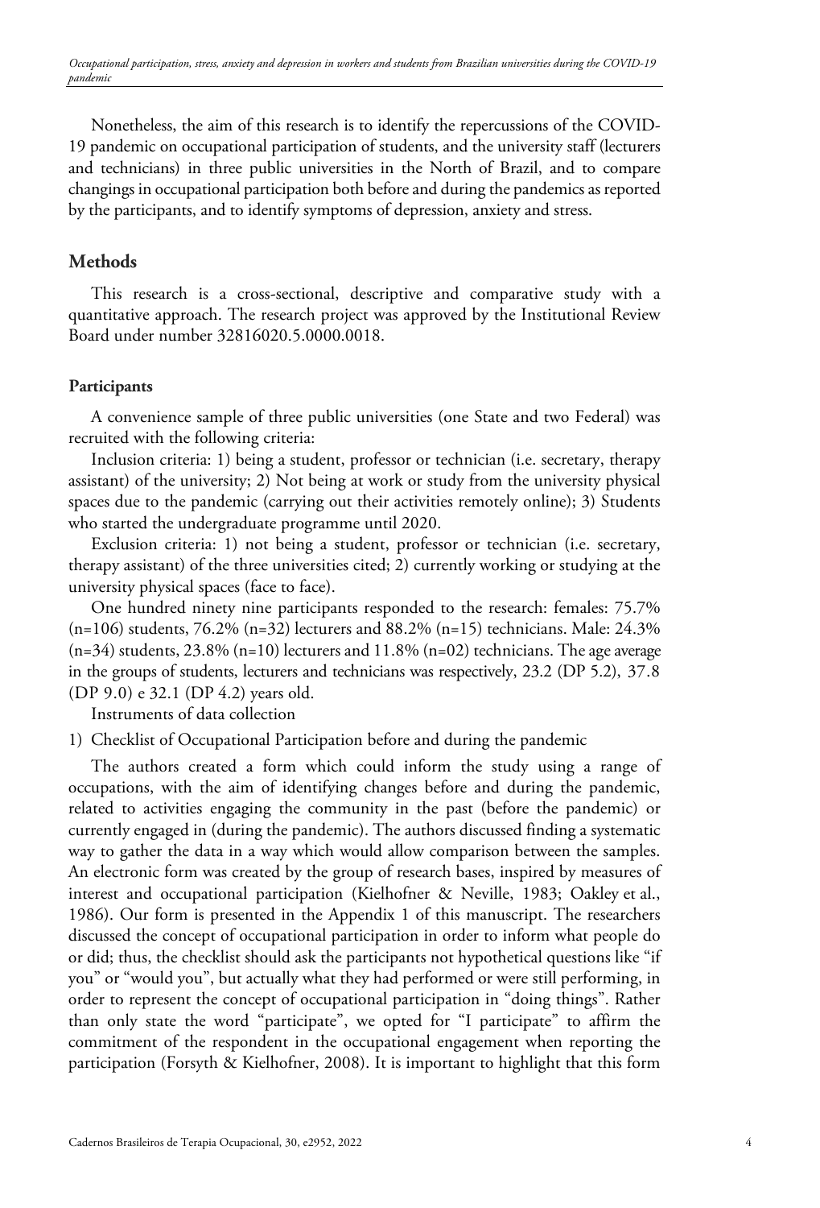Nonetheless, the aim of this research is to identify the repercussions of the COVID-19 pandemic on occupational participation of students, and the university staff (lecturers and technicians) in three public universities in the North of Brazil, and to compare changings in occupational participation both before and during the pandemics as reported by the participants, and to identify symptoms of depression, anxiety and stress.

## Methods

This research is a cross-sectional, descriptive and comparative study with a quantitative approach. The research project was approved by the Institutional Review Board under number 32816020.5.0000.0018.

### Participants

A convenience sample of three public universities (one State and two Federal) was recruited with the following criteria:

Inclusion criteria: 1) being a student, professor or technician (i.e. secretary, therapy assistant) of the university; 2) Not being at work or study from the university physical spaces due to the pandemic (carrying out their activities remotely online); 3) Students who started the undergraduate programme until 2020.

Exclusion criteria: 1) not being a student, professor or technician (i.e. secretary, therapy assistant) of the three universities cited; 2) currently working or studying at the university physical spaces (face to face).

One hundred ninety nine participants responded to the research: females: 75.7% (n=106) students, 76.2% (n=32) lecturers and 88.2% (n=15) technicians. Male: 24.3% (n=34) students, 23.8% (n=10) lecturers and 11.8% (n=02) technicians. The age average in the groups of students, lecturers and technicians was respectively, 23.2 (DP 5.2), 37.8 (DP 9.0) e 32.1 (DP 4.2) years old.

Instruments of data collection

1) Checklist of Occupational Participation before and during the pandemic

The authors created a form which could inform the study using a range of occupations, with the aim of identifying changes before and during the pandemic, related to activities engaging the community in the past (before the pandemic) or currently engaged in (during the pandemic). The authors discussed finding a systematic way to gather the data in a way which would allow comparison between the samples. An electronic form was created by the group of research bases, inspired by measures of interest and occupational participation (Kielhofner & Neville, 1983; Oakley et al., 1986). Our form is presented in the Appendix 1 of this manuscript. The researchers discussed the concept of occupational participation in order to inform what people do or did; thus, the checklist should ask the participants not hypothetical questions like "if you" or "would you", but actually what they had performed or were still performing, in order to represent the concept of occupational participation in "doing things". Rather than only state the word "participate", we opted for "I participate" to affirm the commitment of the respondent in the occupational engagement when reporting the participation (Forsyth & Kielhofner, 2008). It is important to highlight that this form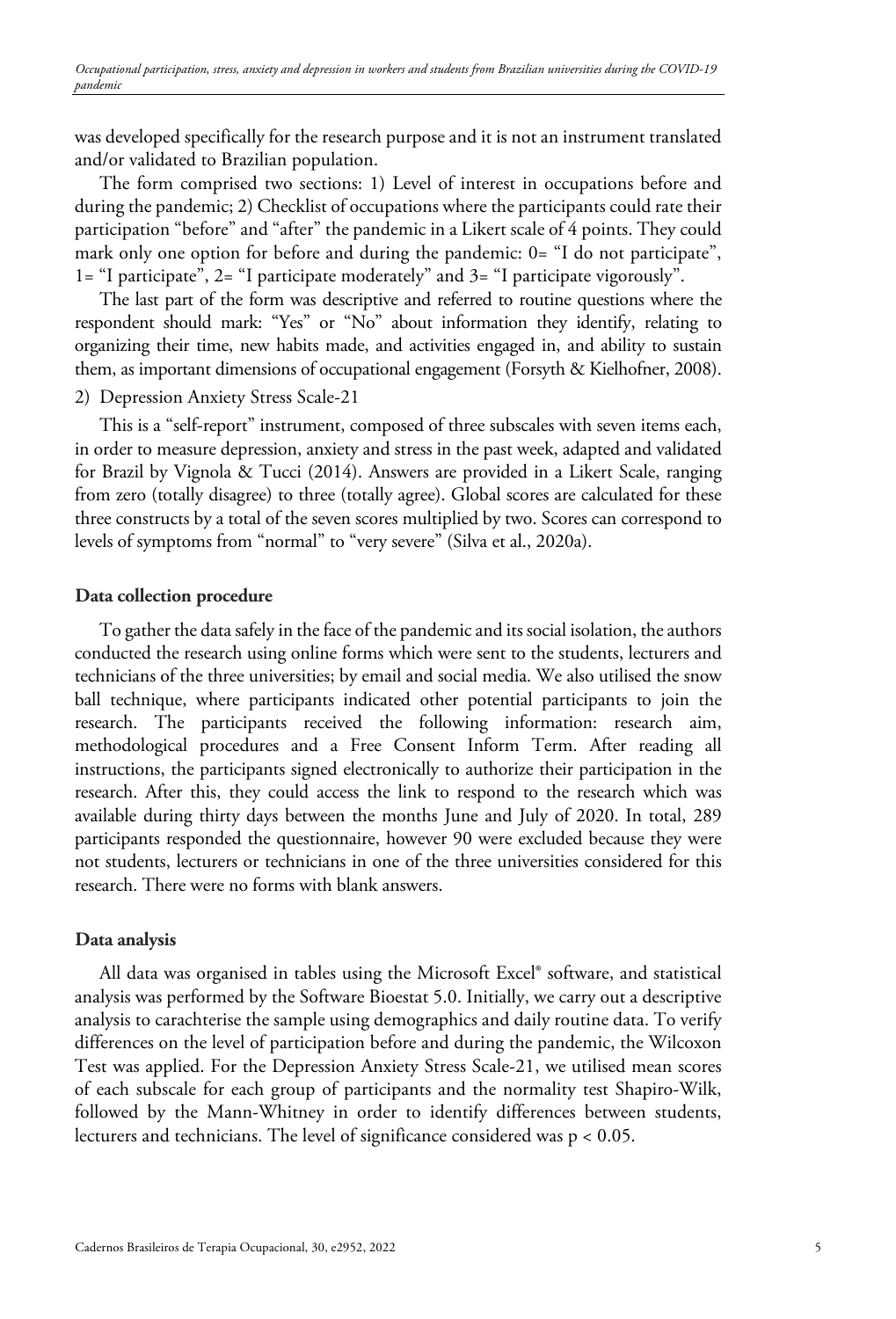was developed specifically for the research purpose and it is not an instrument translated and/or validated to Brazilian population.

The form comprised two sections: 1) Level of interest in occupations before and during the pandemic; 2) Checklist of occupations where the participants could rate their participation "before" and "after" the pandemic in a Likert scale of 4 points. They could mark only one option for before and during the pandemic: 0= "I do not participate", 1= "I participate", 2= "I participate moderately" and 3= "I participate vigorously".

The last part of the form was descriptive and referred to routine questions where the respondent should mark: "Yes" or "No" about information they identify, relating to organizing their time, new habits made, and activities engaged in, and ability to sustain them, as important dimensions of occupational engagement (Forsyth & Kielhofner, 2008).

2) Depression Anxiety Stress Scale-21

This is a "self-report" instrument, composed of three subscales with seven items each, in order to measure depression, anxiety and stress in the past week, adapted and validated for Brazil by Vignola & Tucci (2014). Answers are provided in a Likert Scale, ranging from zero (totally disagree) to three (totally agree). Global scores are calculated for these three constructs by a total of the seven scores multiplied by two. Scores can correspond to levels of symptoms from "normal" to "very severe" (Silva et al., 2020a).

### Data collection procedure

To gather the data safely in the face of the pandemic and its social isolation, the authors conducted the research using online forms which were sent to the students, lecturers and technicians of the three universities; by email and social media. We also utilised the snow ball technique, where participants indicated other potential participants to join the research. The participants received the following information: research aim, methodological procedures and a Free Consent Inform Term. After reading all instructions, the participants signed electronically to authorize their participation in the research. After this, they could access the link to respond to the research which was available during thirty days between the months June and July of 2020. In total, 289 participants responded the questionnaire, however 90 were excluded because they were not students, lecturers or technicians in one of the three universities considered for this research. There were no forms with blank answers.

### Data analysis

All data was organised in tables using the Microsoft Excel® software, and statistical analysis was performed by the Software Bioestat 5.0. Initially, we carry out a descriptive analysis to carachterise the sample using demographics and daily routine data. To verify differences on the level of participation before and during the pandemic, the Wilcoxon Test was applied. For the Depression Anxiety Stress Scale-21, we utilised mean scores of each subscale for each group of participants and the normality test Shapiro-Wilk, followed by the Mann-Whitney in order to identify differences between students, lecturers and technicians. The level of significance considered was $p < 0.05$.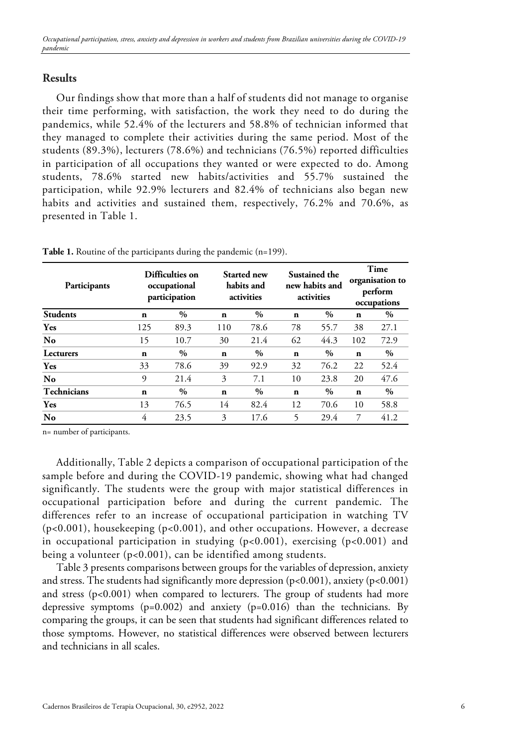## Results

Our findings show that more than a half of students did not manage to organise their time performing, with satisfaction, the work they need to do during the pandemics, while 52.4% of the lecturers and 58.8% of technician informed that they managed to complete their activities during the same period. Most of the students (89.3%), lecturers (78.6%) and technicians (76.5%) reported difficulties in participation of all occupations they wanted or were expected to do. Among students, 78.6% started new habits/activities and 55.7% sustained the participation, while 92.9% lecturers and 82.4% of technicians also began new habits and activities and sustained them, respectively, 76.2% and 70.6%, as presented in Table 1.

**Table 1.** Routine of the participants during the pandemic (n=199).

| Participants | Difficulties on occupational participation | | Started new habits and activities | | Sustained the new habits and activities | | Time organisation to perform occupations | |
|---|---|---|---|---|---|---|---|---|
| **Students** | **n** | **%** | **n** | **%** | **n** | **%** | **n** | **%** |
| **Yes** | 125 | 89.3 | 110 | 78.6 | 78 | 55.7 | 38 | 27.1 |
| **No** | 15 | 10.7 | 30 | 21.4 | 62 | 44.3 | 102 | 72.9 |
| **Lecturers** | **n** | **%** | **n** | **%** | **n** | **%** | **n** | **%** |
| **Yes** | 33 | 78.6 | 39 | 92.9 | 32 | 76.2 | 22 | 52.4 |
| **No** | 9 | 21.4 | 3 | 7.1 | 10 | 23.8 | 20 | 47.6 |
| **Technicians** | **n** | **%** | **n** | **%** | **n** | **%** | **n** | **%** |
| **Yes** | 13 | 76.5 | 14 | 82.4 | 12 | 70.6 | 10 | 58.8 |
| **No** | 4 | 23.5 | 3 | 17.6 | 5 | 29.4 | 7 | 41.2 |

n= number of participants.

Additionally, Table 2 depicts a comparison of occupational participation of the sample before and during the COVID-19 pandemic, showing what had changed significantly. The students were the group with major statistical differences in occupational participation before and during the current pandemic. The differences refer to an increase of occupational participation in watching TV ($p<0.001$), housekeeping ($p<0.001$), and other occupations. However, a decrease in occupational participation in studying ($p<0.001$), exercising ($p<0.001$) and being a volunteer ($p<0.001$), can be identified among students.

Table 3 presents comparisons between groups for the variables of depression, anxiety and stress. The students had significantly more depression ($p<0.001$), anxiety ($p<0.001$) and stress ($p<0.001$) when compared to lecturers. The group of students had more depressive symptoms ($p=0.002$) and anxiety ($p=0.016$) than the technicians. By comparing the groups, it can be seen that students had significant differences related to those symptoms. However, no statistical differences were observed between lecturers and technicians in all scales.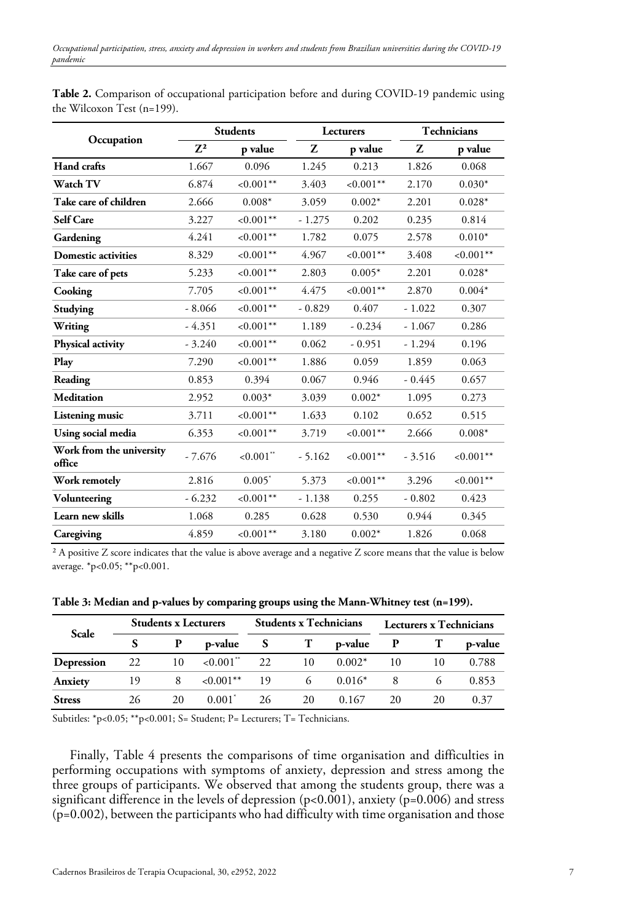**Table 2.** Comparison of occupational participation before and during COVID-19 pandemic using the Wilcoxon Test (n=199).

| Occupation | Students | | Lecturers | | Technicians | |
|---|---|---|---|---|---|---|
| | $Z^2$ | p value | Z | p value | Z | p value |
| **Hand crafts** | 1.667 | 0.096 | 1.245 | 0.213 | 1.826 | 0.068 |
| **Watch TV** | 6.874 | <0.001** | 3.403 | <0.001** | 2.170 | 0.030* |
| **Take care of children** | 2.666 | 0.008* | 3.059 | 0.002* | 2.201 | 0.028* |
| **Self Care** | 3.227 | <0.001** | - 1.275 | 0.202 | 0.235 | 0.814 |
| **Gardening** | 4.241 | <0.001** | 1.782 | 0.075 | 2.578 | 0.010* |
| **Domestic activities** | 8.329 | <0.001** | 4.967 | <0.001** | 3.408 | <0.001** |
| **Take care of pets** | 5.233 | <0.001** | 2.803 | 0.005* | 2.201 | 0.028* |
| **Cooking** | 7.705 | <0.001** | 4.475 | <0.001** | 2.870 | 0.004* |
| **Studying** | - 8.066 | <0.001** | - 0.829 | 0.407 | - 1.022 | 0.307 |
| **Writing** | - 4.351 | <0.001** | 1.189 | - 0.234 | - 1.067 | 0.286 |
| **Physical activity** | - 3.240 | <0.001** | 0.062 | - 0.951 | - 1.294 | 0.196 |
| **Play** | 7.290 | <0.001** | 1.886 | 0.059 | 1.859 | 0.063 |
| **Reading** | 0.853 | 0.394 | 0.067 | 0.946 | - 0.445 | 0.657 |
| **Meditation** | 2.952 | 0.003* | 3.039 | 0.002* | 1.095 | 0.273 |
| **Listening music** | 3.711 | <0.001** | 1.633 | 0.102 | 0.652 | 0.515 |
| **Using social media** | 6.353 | <0.001** | 3.719 | <0.001** | 2.666 | 0.008* |
| **Work from the university office** | - 7.676 | <0.001** | - 5.162 | <0.001** | - 3.516 | <0.001** |
| **Work remotely** | 2.816 | 0.005* | 5.373 | <0.001** | 3.296 | <0.001** |
| **Volunteering** | - 6.232 | <0.001** | - 1.138 | 0.255 | - 0.802 | 0.423 |
| **Learn new skills** | 1.068 | 0.285 | 0.628 | 0.530 | 0.944 | 0.345 |
| **Caregiving** | 4.859 | <0.001** | 3.180 | 0.002* | 1.826 | 0.068 |

[2] A positive Z score indicates that the value is above average and a negative Z score means that the value is below average. *p<0.05; **p<0.001.

**Table 3: Median and p-values by comparing groups using the Mann-Whitney test (n=199).**

| Scale | Students x Lecturers | | | Students x Technicians | | | Lecturers x Technicians | | |
|---|---|---|---|---|---|---|---|---|---|
| | S | P | p-value | S | T | p-value | P | T | p-value |
| **Depression** | 22 | 10 | <0.001** | 22 | 10 | 0.002* | 10 | 10 | 0.788 |
| **Anxiety** | 19 | 8 | <0.001** | 19 | 6 | 0.016* | 8 | 6 | 0.853 |
| **Stress** | 26 | 20 | 0.001* | 26 | 20 | 0.167 | 20 | 20 | 0.37 |

Subtitles: *p<0.05; **p<0.001; S= Student; P= Lecturers; T= Technicians.

Finally, Table 4 presents the comparisons of time organisation and difficulties in performing occupations with symptoms of anxiety, depression and stress among the three groups of participants. We observed that among the students group, there was a significant difference in the levels of depression (p<0.001), anxiety (p=0.006) and stress (p=0.002), between the participants who had difficulty with time organisation and those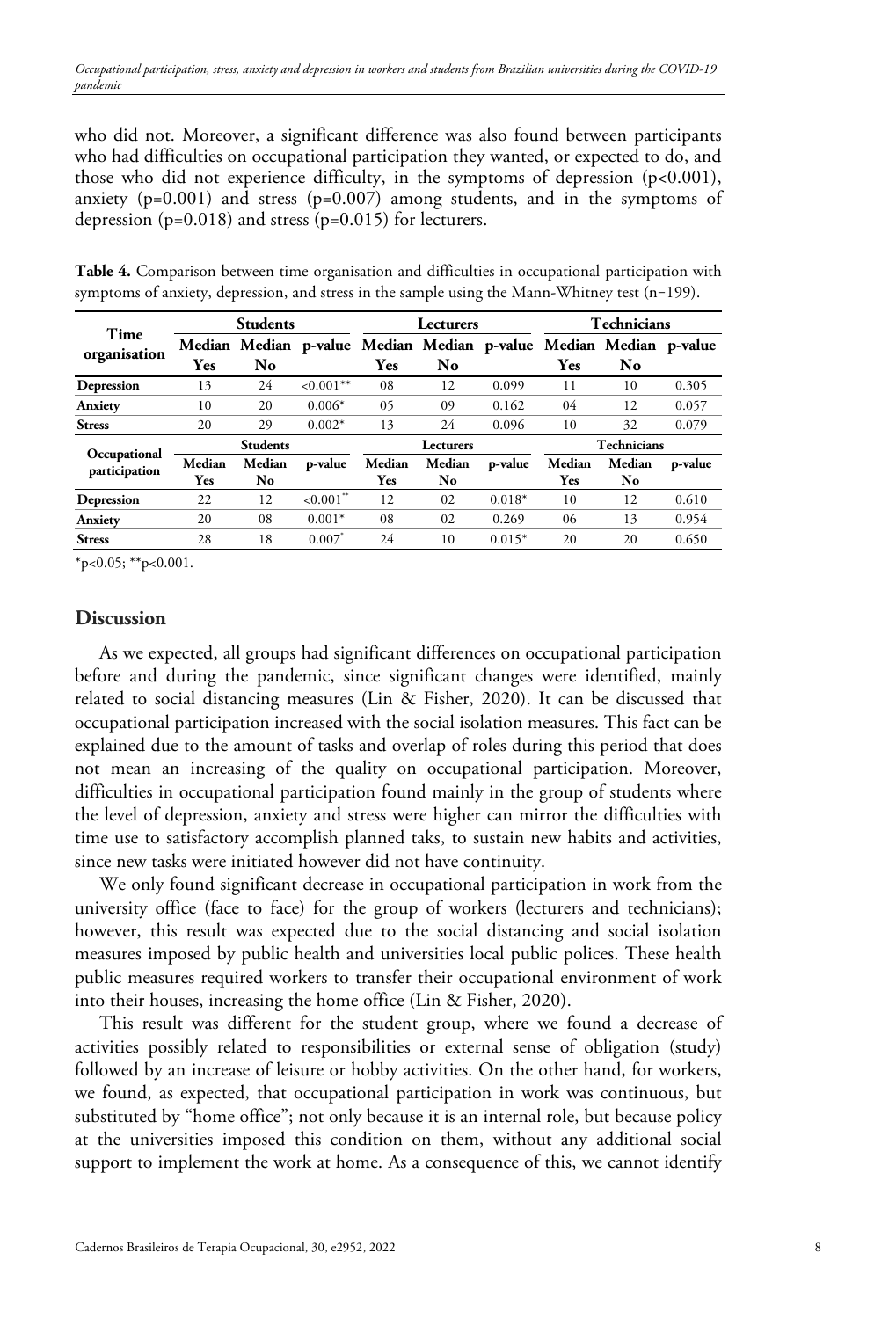who did not. Moreover, a significant difference was also found between participants who had difficulties on occupational participation they wanted, or expected to do, and those who did not experience difficulty, in the symptoms of depression ($p<0.001$), anxiety ($p=0.001$) and stress ($p=0.007$) among students, and in the symptoms of depression ($p=0.018$) and stress ($p=0.015$) for lecturers.

**Table 4.** Comparison between time organisation and difficulties in occupational participation with symptoms of anxiety, depression, and stress in the sample using the Mann-Whitney test (n=199).

| Time organisation | Students | | | Lecturers | | | Technicians | | |
|---|---|---|---|---|---|---|---|---|---|
| | Median Yes | Median No | p-value | Median Yes | Median No | p-value | Median Yes | Median No | p-value |
| **Depression** | 13 | 24 | <0.001** | 08 | 12 | 0.099 | 11 | 10 | 0.305 |
| **Anxiety** | 10 | 20 | 0.006* | 05 | 09 | 0.162 | 04 | 12 | 0.057 |
| **Stress** | 20 | 29 | 0.002* | 13 | 24 | 0.096 | 10 | 32 | 0.079 |
| **Occupational participation** | **Students** | | | **Lecturers** | | | **Technicians** | | |
| | Median Yes | Median No | p-value | Median Yes | Median No | p-value | Median Yes | Median No | p-value |
| **Depression** | 22 | 12 | <0.001** | 12 | 02 | 0.018* | 10 | 12 | 0.610 |
| **Anxiety** | 20 | 08 | 0.001* | 08 | 02 | 0.269 | 06 | 13 | 0.954 |
| **Stress** | 28 | 18 | 0.007* | 24 | 10 | 0.015* | 20 | 20 | 0.650 |

*p<0.05; **p<0.001.

## Discussion

As we expected, all groups had significant differences on occupational participation before and during the pandemic, since significant changes were identified, mainly related to social distancing measures (Lin & Fisher, 2020). It can be discussed that occupational participation increased with the social isolation measures. This fact can be explained due to the amount of tasks and overlap of roles during this period that does not mean an increasing of the quality on occupational participation. Moreover, difficulties in occupational participation found mainly in the group of students where the level of depression, anxiety and stress were higher can mirror the difficulties with time use to satisfactory accomplish planned taks, to sustain new habits and activities, since new tasks were initiated however did not have continuity.

We only found significant decrease in occupational participation in work from the university office (face to face) for the group of workers (lecturers and technicians); however, this result was expected due to the social distancing and social isolation measures imposed by public health and universities local public polices. These health public measures required workers to transfer their occupational environment of work into their houses, increasing the home office (Lin & Fisher, 2020).

This result was different for the student group, where we found a decrease of activities possibly related to responsibilities or external sense of obligation (study) followed by an increase of leisure or hobby activities. On the other hand, for workers, we found, as expected, that occupational participation in work was continuous, but substituted by "home office"; not only because it is an internal role, but because policy at the universities imposed this condition on them, without any additional social support to implement the work at home. As a consequence of this, we cannot identify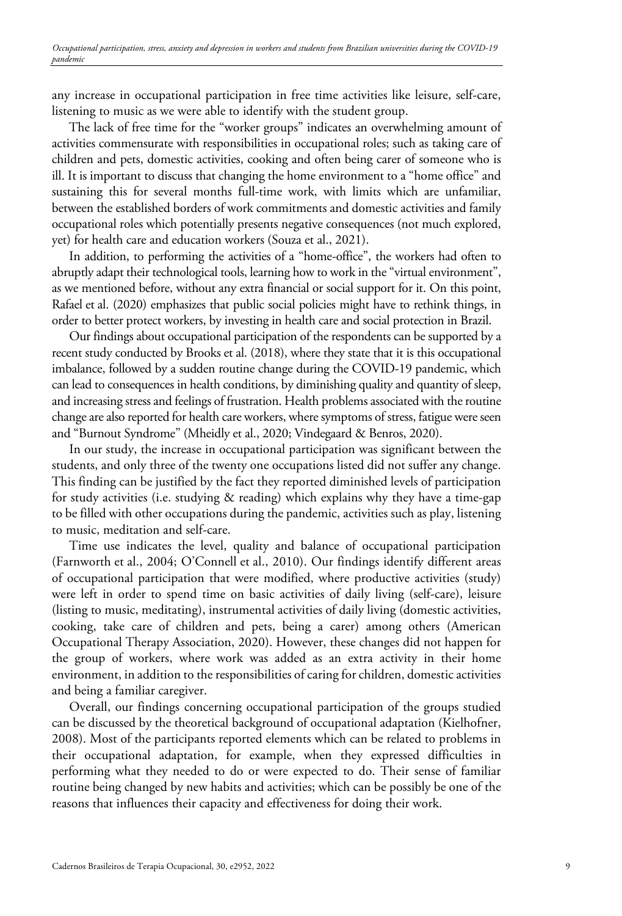any increase in occupational participation in free time activities like leisure, self-care, listening to music as we were able to identify with the student group.

The lack of free time for the "worker groups" indicates an overwhelming amount of activities commensurate with responsibilities in occupational roles; such as taking care of children and pets, domestic activities, cooking and often being carer of someone who is ill. It is important to discuss that changing the home environment to a "home office" and sustaining this for several months full-time work, with limits which are unfamiliar, between the established borders of work commitments and domestic activities and family occupational roles which potentially presents negative consequences (not much explored, yet) for health care and education workers (Souza et al., 2021).

In addition, to performing the activities of a "home-office", the workers had often to abruptly adapt their technological tools, learning how to work in the "virtual environment", as we mentioned before, without any extra financial or social support for it. On this point, Rafael et al. (2020) emphasizes that public social policies might have to rethink things, in order to better protect workers, by investing in health care and social protection in Brazil.

Our findings about occupational participation of the respondents can be supported by a recent study conducted by Brooks et al. (2018), where they state that it is this occupational imbalance, followed by a sudden routine change during the COVID-19 pandemic, which can lead to consequences in health conditions, by diminishing quality and quantity of sleep, and increasing stress and feelings of frustration. Health problems associated with the routine change are also reported for health care workers, where symptoms of stress, fatigue were seen and "Burnout Syndrome" (Mheidly et al., 2020; Vindegaard & Benros, 2020).

In our study, the increase in occupational participation was significant between the students, and only three of the twenty one occupations listed did not suffer any change. This finding can be justified by the fact they reported diminished levels of participation for study activities (i.e. studying & reading) which explains why they have a time-gap to be filled with other occupations during the pandemic, activities such as play, listening to music, meditation and self-care.

Time use indicates the level, quality and balance of occupational participation (Farnworth et al., 2004; O'Connell et al., 2010). Our findings identify different areas of occupational participation that were modified, where productive activities (study) were left in order to spend time on basic activities of daily living (self-care), leisure (listing to music, meditating), instrumental activities of daily living (domestic activities, cooking, take care of children and pets, being a carer) among others (American Occupational Therapy Association, 2020). However, these changes did not happen for the group of workers, where work was added as an extra activity in their home environment, in addition to the responsibilities of caring for children, domestic activities and being a familiar caregiver.

Overall, our findings concerning occupational participation of the groups studied can be discussed by the theoretical background of occupational adaptation (Kielhofner, 2008). Most of the participants reported elements which can be related to problems in their occupational adaptation, for example, when they expressed difficulties in performing what they needed to do or were expected to do. Their sense of familiar routine being changed by new habits and activities; which can be possibly be one of the reasons that influences their capacity and effectiveness for doing their work.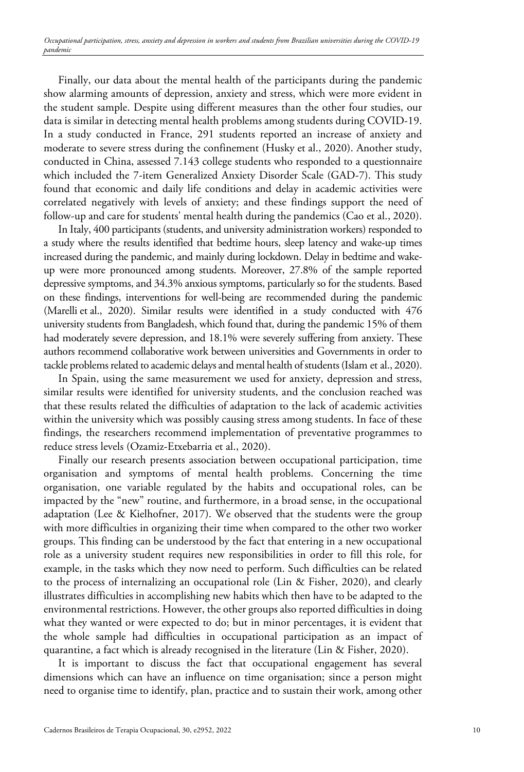Finally, our data about the mental health of the participants during the pandemic show alarming amounts of depression, anxiety and stress, which were more evident in the student sample. Despite using different measures than the other four studies, our data is similar in detecting mental health problems among students during COVID-19. In a study conducted in France, 291 students reported an increase of anxiety and moderate to severe stress during the confinement (Husky et al., 2020). Another study, conducted in China, assessed 7.143 college students who responded to a questionnaire which included the 7-item Generalized Anxiety Disorder Scale (GAD-7). This study found that economic and daily life conditions and delay in academic activities were correlated negatively with levels of anxiety; and these findings support the need of follow-up and care for students' mental health during the pandemics (Cao et al., 2020).

In Italy, 400 participants (students, and university administration workers) responded to a study where the results identified that bedtime hours, sleep latency and wake-up times increased during the pandemic, and mainly during lockdown. Delay in bedtime and wake-up were more pronounced among students. Moreover, 27.8% of the sample reported depressive symptoms, and 34.3% anxious symptoms, particularly so for the students. Based on these findings, interventions for well-being are recommended during the pandemic (Marelli et al., 2020). Similar results were identified in a study conducted with 476 university students from Bangladesh, which found that, during the pandemic 15% of them had moderately severe depression, and 18.1% were severely suffering from anxiety. These authors recommend collaborative work between universities and Governments in order to tackle problems related to academic delays and mental health of students (Islam et al., 2020).

In Spain, using the same measurement we used for anxiety, depression and stress, similar results were identified for university students, and the conclusion reached was that these results related the difficulties of adaptation to the lack of academic activities within the university which was possibly causing stress among students. In face of these findings, the researchers recommend implementation of preventative programmes to reduce stress levels (Ozamiz-Etxebarria et al., 2020).

Finally our research presents association between occupational participation, time organisation and symptoms of mental health problems. Concerning the time organisation, one variable regulated by the habits and occupational roles, can be impacted by the "new" routine, and furthermore, in a broad sense, in the occupational adaptation (Lee & Kielhofner, 2017). We observed that the students were the group with more difficulties in organizing their time when compared to the other two worker groups. This finding can be understood by the fact that entering in a new occupational role as a university student requires new responsibilities in order to fill this role, for example, in the tasks which they now need to perform. Such difficulties can be related to the process of internalizing an occupational role (Lin & Fisher, 2020), and clearly illustrates difficulties in accomplishing new habits which then have to be adapted to the environmental restrictions. However, the other groups also reported difficulties in doing what they wanted or were expected to do; but in minor percentages, it is evident that the whole sample had difficulties in occupational participation as an impact of quarantine, a fact which is already recognised in the literature (Lin & Fisher, 2020).

It is important to discuss the fact that occupational engagement has several dimensions which can have an influence on time organisation; since a person might need to organise time to identify, plan, practice and to sustain their work, among other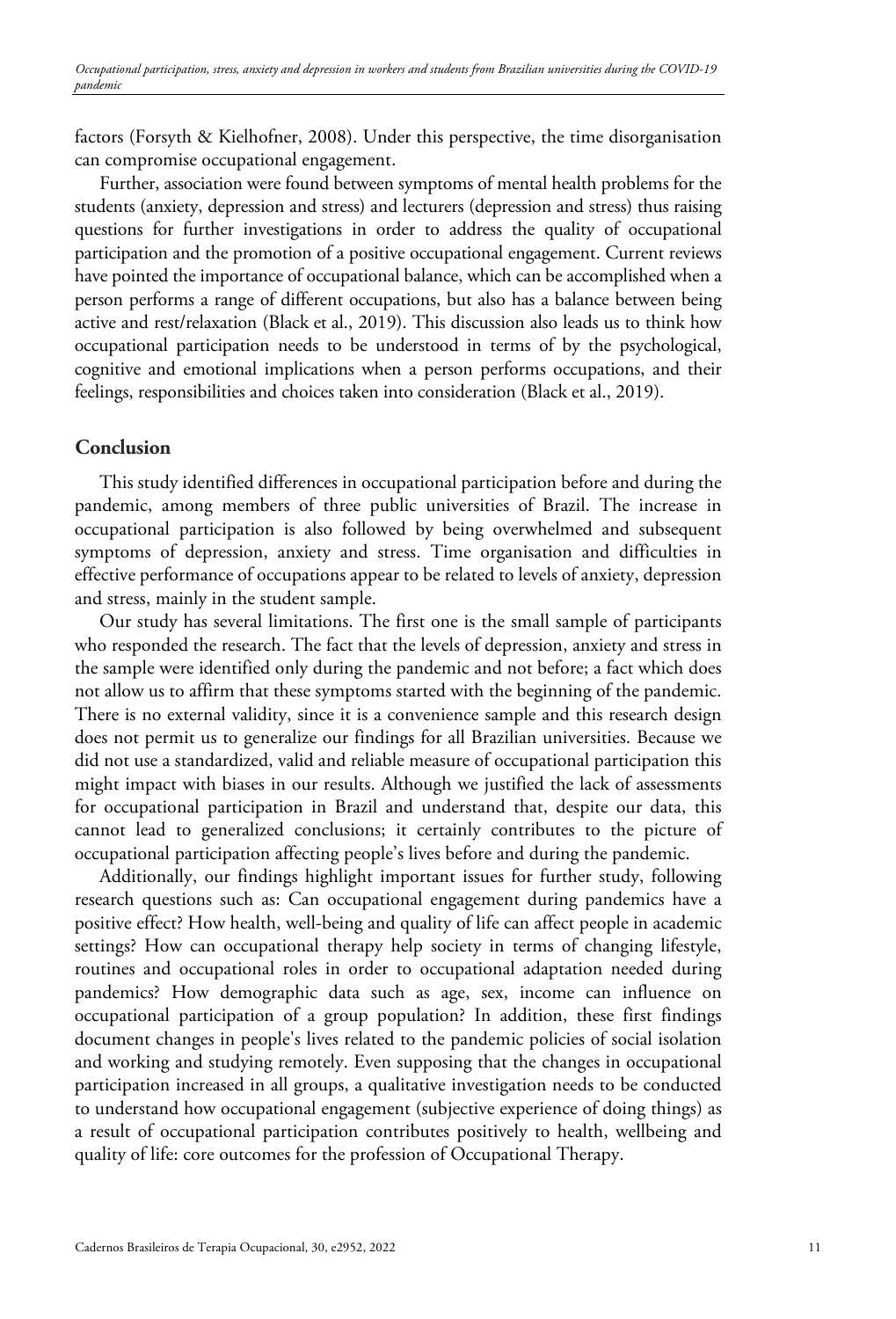factors (Forsyth & Kielhofner, 2008). Under this perspective, the time disorganisation can compromise occupational engagement.

Further, association were found between symptoms of mental health problems for the students (anxiety, depression and stress) and lecturers (depression and stress) thus raising questions for further investigations in order to address the quality of occupational participation and the promotion of a positive occupational engagement. Current reviews have pointed the importance of occupational balance, which can be accomplished when a person performs a range of different occupations, but also has a balance between being active and rest/relaxation (Black et al., 2019). This discussion also leads us to think how occupational participation needs to be understood in terms of by the psychological, cognitive and emotional implications when a person performs occupations, and their feelings, responsibilities and choices taken into consideration (Black et al., 2019).

## Conclusion

This study identified differences in occupational participation before and during the pandemic, among members of three public universities of Brazil. The increase in occupational participation is also followed by being overwhelmed and subsequent symptoms of depression, anxiety and stress. Time organisation and difficulties in effective performance of occupations appear to be related to levels of anxiety, depression and stress, mainly in the student sample.

Our study has several limitations. The first one is the small sample of participants who responded the research. The fact that the levels of depression, anxiety and stress in the sample were identified only during the pandemic and not before; a fact which does not allow us to affirm that these symptoms started with the beginning of the pandemic. There is no external validity, since it is a convenience sample and this research design does not permit us to generalize our findings for all Brazilian universities. Because we did not use a standardized, valid and reliable measure of occupational participation this might impact with biases in our results. Although we justified the lack of assessments for occupational participation in Brazil and understand that, despite our data, this cannot lead to generalized conclusions; it certainly contributes to the picture of occupational participation affecting people's lives before and during the pandemic.

Additionally, our findings highlight important issues for further study, following research questions such as: Can occupational engagement during pandemics have a positive effect? How health, well-being and quality of life can affect people in academic settings? How can occupational therapy help society in terms of changing lifestyle, routines and occupational roles in order to occupational adaptation needed during pandemics? How demographic data such as age, sex, income can influence on occupational participation of a group population? In addition, these first findings document changes in people's lives related to the pandemic policies of social isolation and working and studying remotely. Even supposing that the changes in occupational participation increased in all groups, a qualitative investigation needs to be conducted to understand how occupational engagement (subjective experience of doing things) as a result of occupational participation contributes positively to health, wellbeing and quality of life: core outcomes for the profession of Occupational Therapy.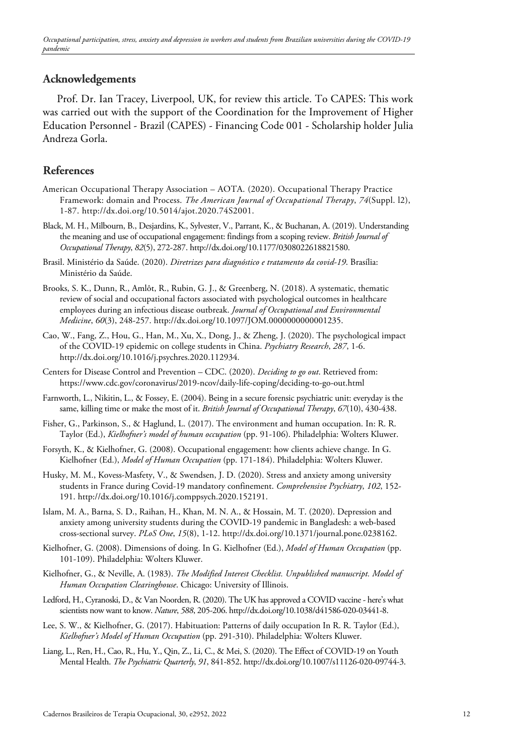## Acknowledgements

Prof. Dr. Ian Tracey, Liverpool, UK, for review this article. To CAPES: This work was carried out with the support of the Coordination for the Improvement of Higher Education Personnel - Brazil (CAPES) - Financing Code 001 - Scholarship holder Julia Andreza Gorla.

## References

American Occupational Therapy Association – AOTA. (2020). Occupational Therapy Practice Framework: domain and Process. *The American Journal of Occupational Therapy*, *74*(Suppl. l2), 1-87. http://dx.doi.org/10.5014/ajot.2020.74S2001.

Black, M. H., Milbourn, B., Desjardins, K., Sylvester, V., Parrant, K., & Buchanan, A. (2019). Understanding the meaning and use of occupational engagement: findings from a scoping review. *British Journal of Occupational Therapy*, *82*(5), 272-287. http://dx.doi.org/10.1177/0308022618821580.

Brasil. Ministério da Saúde. (2020). *Diretrizes para diagnóstico e tratamento da covid-19*. Brasília: Ministério da Saúde.

Brooks, S. K., Dunn, R., Amlôt, R., Rubin, G. J., & Greenberg, N. (2018). A systematic, thematic review of social and occupational factors associated with psychological outcomes in healthcare employees during an infectious disease outbreak. *Journal of Occupational and Environmental Medicine*, *60*(3), 248-257. http://dx.doi.org/10.1097/JOM.0000000000001235.

Cao, W., Fang, Z., Hou, G., Han, M., Xu, X., Dong, J., & Zheng, J. (2020). The psychological impact of the COVID-19 epidemic on college students in China. *Psychiatry Research*, *287*, 1-6. http://dx.doi.org/10.1016/j.psychres.2020.112934.

Centers for Disease Control and Prevention – CDC. (2020). *Deciding to go out*. Retrieved from: https://www.cdc.gov/coronavirus/2019-ncov/daily-life-coping/deciding-to-go-out.html

Farnworth, L., Nikitin, L., & Fossey, E. (2004). Being in a secure forensic psychiatric unit: everyday is the same, killing time or make the most of it. *British Journal of Occupational Therapy*, *67*(10), 430-438.

Fisher, G., Parkinson, S., & Haglund, L. (2017). The environment and human occupation. In: R. R. Taylor (Ed.), *Kielhofner's model of human occupation* (pp. 91-106). Philadelphia: Wolters Kluwer.

Forsyth, K., & Kielhofner, G. (2008). Occupational engagement: how clients achieve change. In G. Kielhofner (Ed.), *Model of Human Occupation* (pp. 171-184). Philadelphia: Wolters Kluwer.

Husky, M. M., Kovess-Masfety, V., & Swendsen, J. D. (2020). Stress and anxiety among university students in France during Covid-19 mandatory confinement. *Comprehensive Psychiatry*, *102*, 152-191. http://dx.doi.org/10.1016/j.comppsych.2020.152191.

Islam, M. A., Barna, S. D., Raihan, H., Khan, M. N. A., & Hossain, M. T. (2020). Depression and anxiety among university students during the COVID-19 pandemic in Bangladesh: a web-based cross-sectional survey. *PLoS One*, *15*(8), 1-12. http://dx.doi.org/10.1371/journal.pone.0238162.

Kielhofner, G. (2008). Dimensions of doing. In G. Kielhofner (Ed.), *Model of Human Occupation* (pp. 101-109). Philadelphia: Wolters Kluwer.

Kielhofner, G., & Neville, A. (1983). *The Modified Interest Checklist. Unpublished manuscript. Model of Human Occupation Clearinghouse*. Chicago: University of Illinois.

Ledford, H., Cyranoski, D., & Van Noorden, R. (2020). The UK has approved a COVID vaccine - here's what scientists now want to know. *Nature*, *588*, 205-206. http://dx.doi.org/10.1038/d41586-020-03441-8.

Lee, S. W., & Kielhofner, G. (2017). Habituation: Patterns of daily occupation In R. R. Taylor (Ed.), *Kielhofner's Model of Human Occupation* (pp. 291-310). Philadelphia: Wolters Kluwer.

Liang, L., Ren, H., Cao, R., Hu, Y., Qin, Z., Li, C., & Mei, S. (2020). The Effect of COVID-19 on Youth Mental Health. *The Psychiatric Quarterly*, *91*, 841-852. http://dx.doi.org/10.1007/s11126-020-09744-3.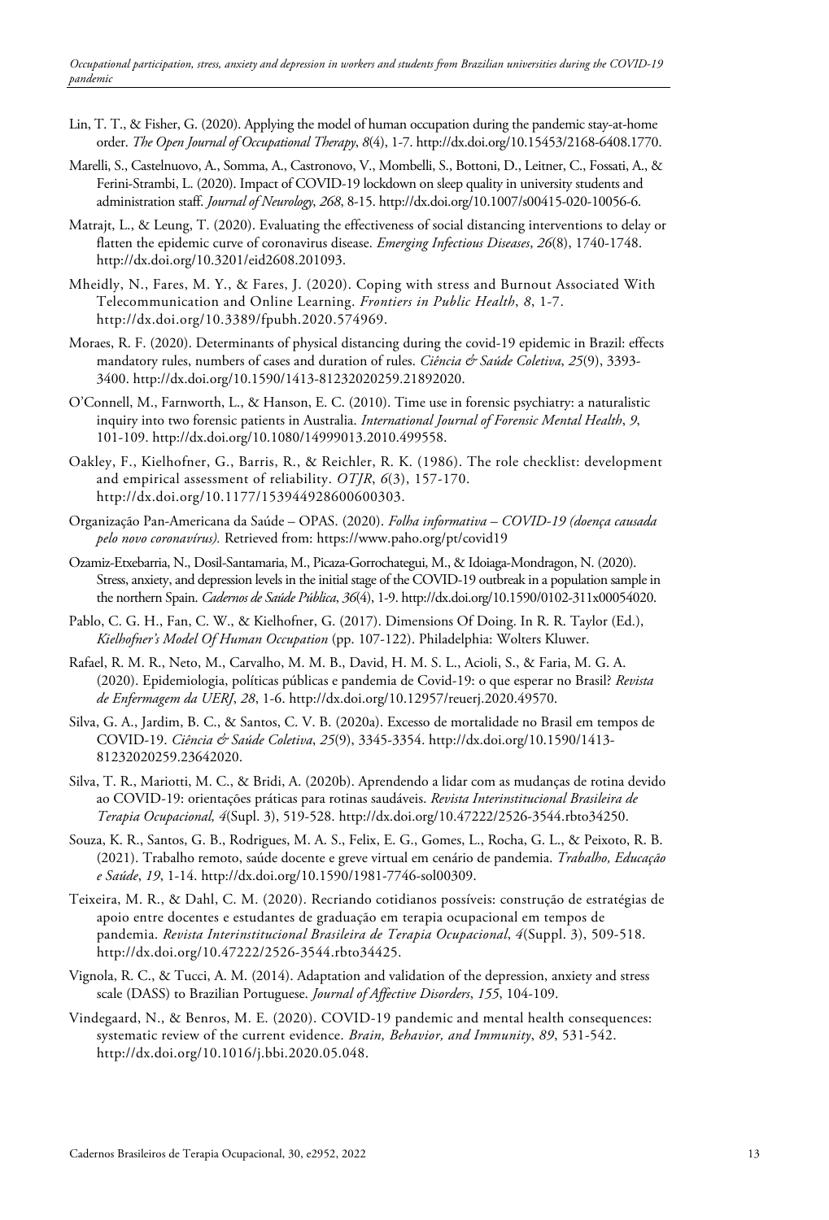Lin, T. T., & Fisher, G. (2020). Applying the model of human occupation during the pandemic stay-at-home order. *The Open Journal of Occupational Therapy*, *8*(4), 1-7. http://dx.doi.org/10.15453/2168-6408.1770.

Marelli, S., Castelnuovo, A., Somma, A., Castronovo, V., Mombelli, S., Bottoni, D., Leitner, C., Fossati, A., & Ferini-Strambi, L. (2020). Impact of COVID-19 lockdown on sleep quality in university students and administration staff. *Journal of Neurology*, *268*, 8-15. http://dx.doi.org/10.1007/s00415-020-10056-6.

Matrajt, L., & Leung, T. (2020). Evaluating the effectiveness of social distancing interventions to delay or flatten the epidemic curve of coronavirus disease. *Emerging Infectious Diseases*, *26*(8), 1740-1748. http://dx.doi.org/10.3201/eid2608.201093.

Mheidly, N., Fares, M. Y., & Fares, J. (2020). Coping with stress and Burnout Associated With Telecommunication and Online Learning. *Frontiers in Public Health*, *8*, 1-7. http://dx.doi.org/10.3389/fpubh.2020.574969.

Moraes, R. F. (2020). Determinants of physical distancing during the covid-19 epidemic in Brazil: effects mandatory rules, numbers of cases and duration of rules. *Ciência & Saúde Coletiva*, *25*(9), 3393-3400. http://dx.doi.org/10.1590/1413-81232020259.21892020.

O'Connell, M., Farnworth, L., & Hanson, E. C. (2010). Time use in forensic psychiatry: a naturalistic inquiry into two forensic patients in Australia. *International Journal of Forensic Mental Health*, *9*, 101-109. http://dx.doi.org/10.1080/14999013.2010.499558.

Oakley, F., Kielhofner, G., Barris, R., & Reichler, R. K. (1986). The role checklist: development and empirical assessment of reliability. *OTJR*, *6*(3), 157-170. http://dx.doi.org/10.1177/153944928600600303.

Organização Pan-Americana da Saúde – OPAS. (2020). *Folha informativa – COVID-19 (doença causada pelo novo coronavírus).* Retrieved from: https://www.paho.org/pt/covid19

Ozamiz-Etxebarria, N., Dosil-Santamaria, M., Picaza-Gorrochategui, M., & Idoiaga-Mondragon, N. (2020). Stress, anxiety, and depression levels in the initial stage of the COVID-19 outbreak in a population sample in the northern Spain. *Cadernos de Saúde Pública*, *36*(4), 1-9. http://dx.doi.org/10.1590/0102-311x00054020.

Pablo, C. G. H., Fan, C. W., & Kielhofner, G. (2017). Dimensions Of Doing. In R. R. Taylor (Ed.), *Kielhofner's Model Of Human Occupation* (pp. 107-122). Philadelphia: Wolters Kluwer.

Rafael, R. M. R., Neto, M., Carvalho, M. M. B., David, H. M. S. L., Acioli, S., & Faria, M. G. A. (2020). Epidemiologia, políticas públicas e pandemia de Covid-19: o que esperar no Brasil? *Revista de Enfermagem da UERJ*, *28*, 1-6. http://dx.doi.org/10.12957/reuerj.2020.49570.

Silva, G. A., Jardim, B. C., & Santos, C. V. B. (2020a). Excesso de mortalidade no Brasil em tempos de COVID-19. *Ciência & Saúde Coletiva*, *25*(9), 3345-3354. http://dx.doi.org/10.1590/1413-81232020259.23642020.

Silva, T. R., Mariotti, M. C., & Bridi, A. (2020b). Aprendendo a lidar com as mudanças de rotina devido ao COVID-19: orientações práticas para rotinas saudáveis. *Revista Interinstitucional Brasileira de Terapia Ocupacional, 4*(Supl. 3), 519-528. http://dx.doi.org/10.47222/2526-3544.rbto34250.

Souza, K. R., Santos, G. B., Rodrigues, M. A. S., Felix, E. G., Gomes, L., Rocha, G. L., & Peixoto, R. B. (2021). Trabalho remoto, saúde docente e greve virtual em cenário de pandemia. *Trabalho, Educação e Saúde*, *19*, 1-14. http://dx.doi.org/10.1590/1981-7746-sol00309.

Teixeira, M. R., & Dahl, C. M. (2020). Recriando cotidianos possíveis: construção de estratégias de apoio entre docentes e estudantes de graduação em terapia ocupacional em tempos de pandemia. *Revista Interinstitucional Brasileira de Terapia Ocupacional*, *4*(Suppl. 3), 509-518. http://dx.doi.org/10.47222/2526-3544.rbto34425.

Vignola, R. C., & Tucci, A. M. (2014). Adaptation and validation of the depression, anxiety and stress scale (DASS) to Brazilian Portuguese. *Journal of Affective Disorders*, *155*, 104-109.

Vindegaard, N., & Benros, M. E. (2020). COVID-19 pandemic and mental health consequences: systematic review of the current evidence. *Brain, Behavior, and Immunity*, *89*, 531-542. http://dx.doi.org/10.1016/j.bbi.2020.05.048.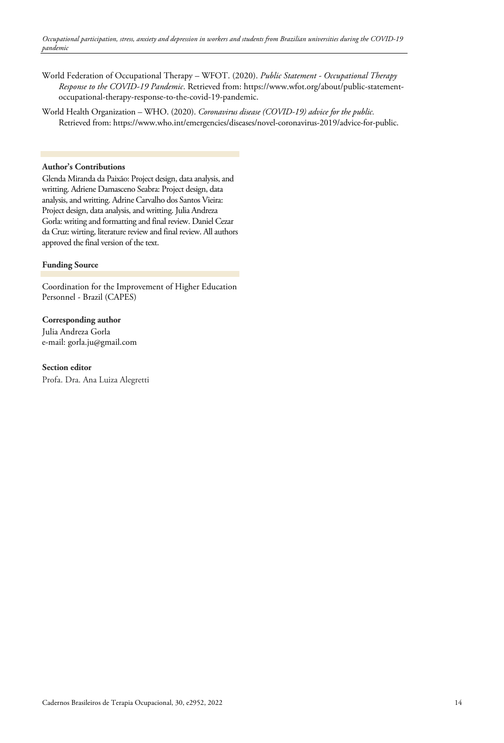World Federation of Occupational Therapy – WFOT. (2020). *Public Statement - Occupational Therapy Response to the COVID-19 Pandemic*. Retrieved from: https://www.wfot.org/about/public-statement-occupational-therapy-response-to-the-covid-19-pandemic.

World Health Organization – WHO. (2020). *Coronavirus disease (COVID-19) advice for the public.* Retrieved from: https://www.who.int/emergencies/diseases/novel-coronavirus-2019/advice-for-public.

**Author's Contributions**

Glenda Miranda da Paixão: Project design, data analysis, and writting. Adriene Damasceno Seabra: Project design, data analysis, and writting. Adrine Carvalho dos Santos Vieira: Project design, data analysis, and writting. Julia Andreza Gorla: writing and formatting and final review. Daniel Cezar da Cruz: wirting, literature review and final review. All authors approved the final version of the text.

**Funding Source**

Coordination for the Improvement of Higher Education Personnel - Brazil (CAPES)

**Corresponding author**

Julia Andreza Gorla
e-mail: gorla.ju@gmail.com

**Section editor**

Profa. Dra. Ana Luiza Alegretti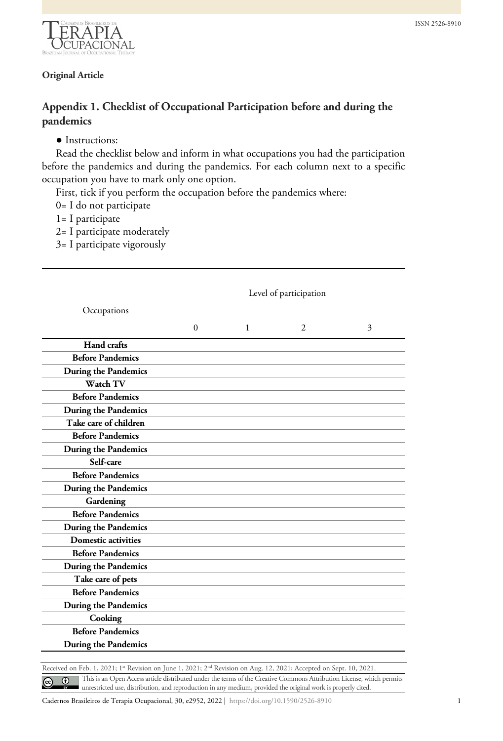**Original Article**

## Appendix 1. Checklist of Occupational Participation before and during the pandemics

- Instructions:

Read the checklist below and inform in what occupations you had the participation before the pandemics and during the pandemics. For each column next to a specific occupation you have to mark only one option.

First, tick if you perform the occupation before the pandemics where:

0= I do not participate

1= I participate

2= I participate moderately

3= I participate vigorously

| Occupations | Level of participation | | | |
|---|---|---|---|---|
| | 0 | 1 | 2 | 3 |
| **Hand crafts** | | | | |
| **Before Pandemics** | | | | |
| **During the Pandemics** | | | | |
| **Watch TV** | | | | |
| **Before Pandemics** | | | | |
| **During the Pandemics** | | | | |
| **Take care of children** | | | | |
| **Before Pandemics** | | | | |
| **During the Pandemics** | | | | |
| **Self-care** | | | | |
| **Before Pandemics** | | | | |
| **During the Pandemics** | | | | |
| **Gardening** | | | | |
| **Before Pandemics** | | | | |
| **During the Pandemics** | | | | |
| **Domestic activities** | | | | |
| **Before Pandemics** | | | | |
| **During the Pandemics** | | | | |
| **Take care of pets** | | | | |
| **Before Pandemics** | | | | |
| **During the Pandemics** | | | | |
| **Cooking** | | | | |
| **Before Pandemics** | | | | |
| **During the Pandemics** | | | | |

Received on Feb. 1, 2021; 1st Revision on June 1, 2021; 2nd Revision on Aug. 12, 2021; Accepted on Sept. 10, 2021.

This is an Open Access article distributed under the terms of the Creative Commons Attribution License, which permits unrestricted use, distribution, and reproduction in any medium, provided the original work is properly cited.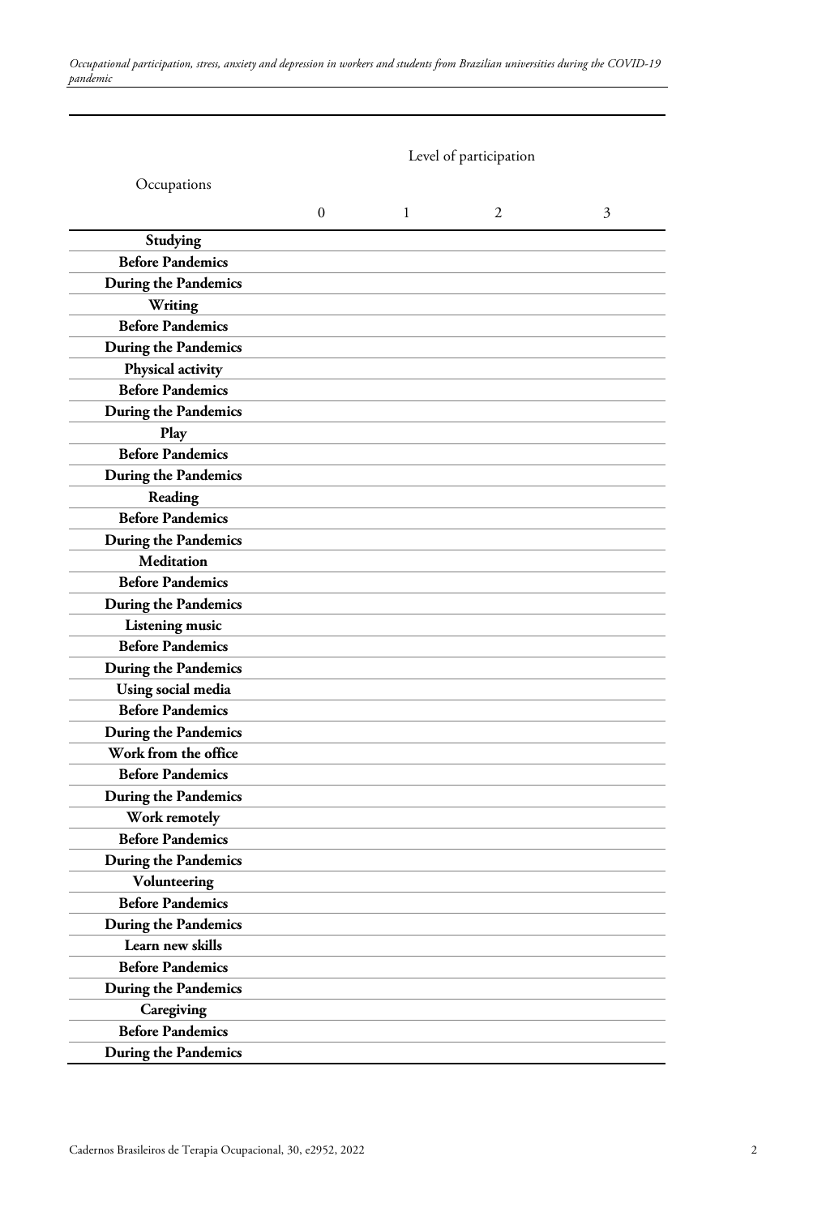| Occupations | Level of participation | | | |
|---|---|---|---|---|
| | 0 | 1 | 2 | 3 |
| **Studying** | | | | |
| **Before Pandemics** | | | | |
| **During the Pandemics** | | | | |
| **Writing** | | | | |
| **Before Pandemics** | | | | |
| **During the Pandemics** | | | | |
| **Physical activity** | | | | |
| **Before Pandemics** | | | | |
| **During the Pandemics** | | | | |
| **Play** | | | | |
| **Before Pandemics** | | | | |
| **During the Pandemics** | | | | |
| **Reading** | | | | |
| **Before Pandemics** | | | | |
| **During the Pandemics** | | | | |
| **Meditation** | | | | |
| **Before Pandemics** | | | | |
| **During the Pandemics** | | | | |
| **Listening music** | | | | |
| **Before Pandemics** | | | | |
| **During the Pandemics** | | | | |
| **Using social media** | | | | |
| **Before Pandemics** | | | | |
| **During the Pandemics** | | | | |
| **Work from the office** | | | | |
| **Before Pandemics** | | | | |
| **During the Pandemics** | | | | |
| **Work remotely** | | | | |
| **Before Pandemics** | | | | |
| **During the Pandemics** | | | | |
| **Volunteering** | | | | |
| **Before Pandemics** | | | | |
| **During the Pandemics** | | | | |
| **Learn new skills** | | | | |
| **Before Pandemics** | | | | |
| **During the Pandemics** | | | | |
| **Caregiving** | | | | |
| **Before Pandemics** | | | | |
| **During the Pandemics** | | | | |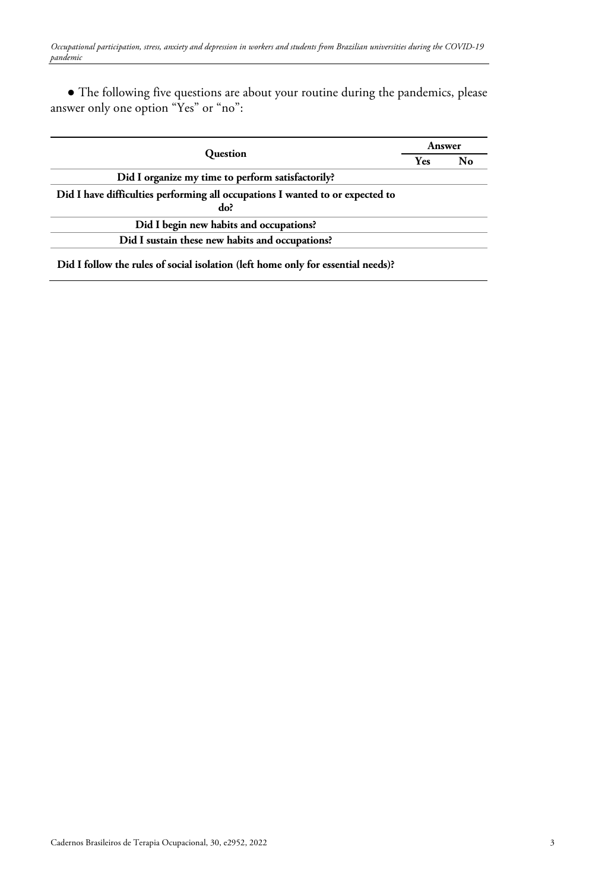● The following five questions are about your routine during the pandemics, please answer only one option "Yes" or "no":

| Question | Answer | |
|---|---|---|
| | **Yes** | **No** |
| **Did I organize my time to perform satisfactorily?** | | |
| **Did I have difficulties performing all occupations I wanted to or expected to do?** | | |
| **Did I begin new habits and occupations?** | | |
| **Did I sustain these new habits and occupations?** | | |
| **Did I follow the rules of social isolation (left home only for essential needs)?** | | |